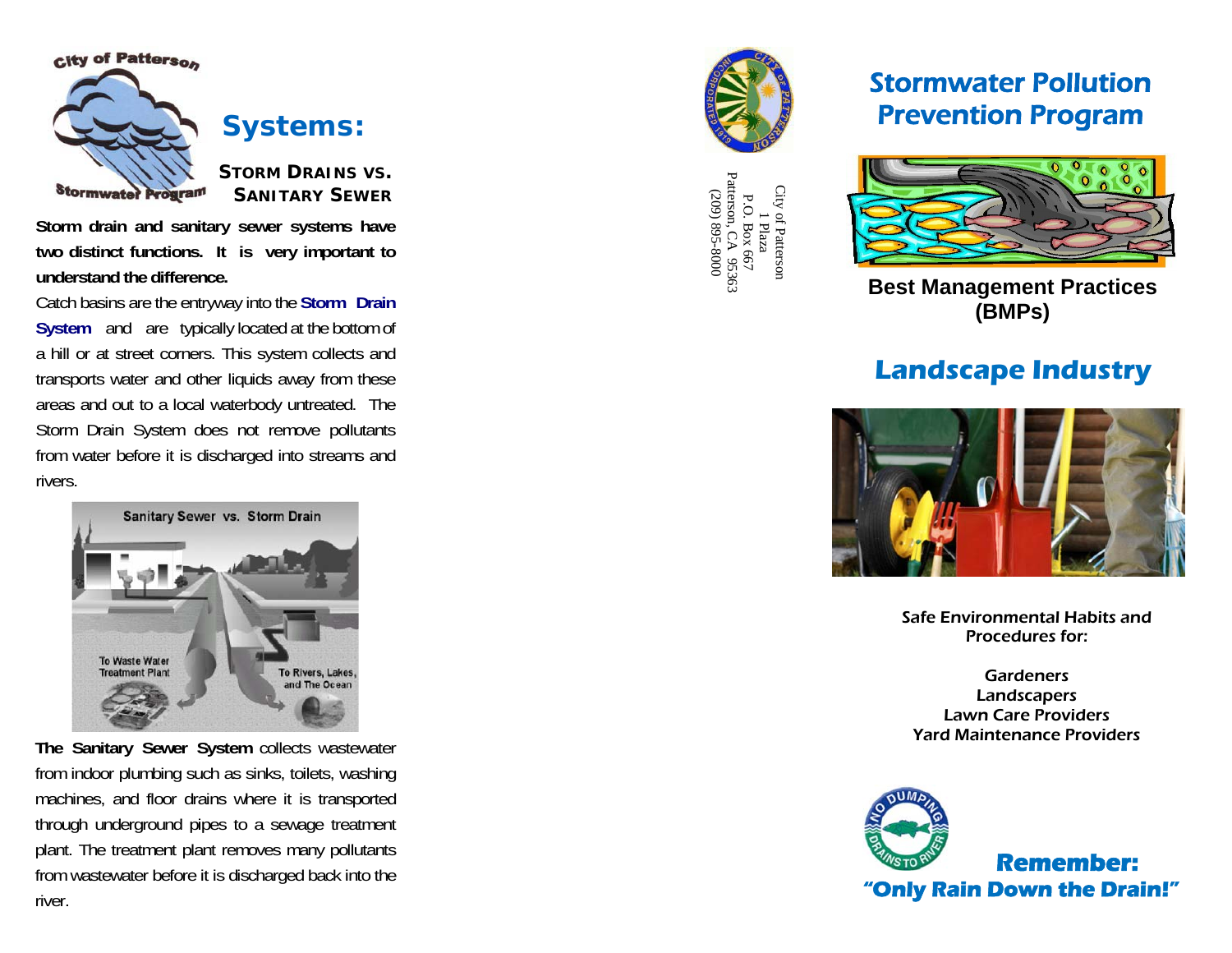City of Patterson

Stormwater Program

# Systems:

### STORM DRAINS VS. SANITARY SEWER

**Storm drain and sanitary sewer systems have two distinct functions. It is very important to understand the difference.**

Catch basins are the entryway into the **Storm Drain System** and are typically located at the bottom of a hill or at street corners. This system collects and transports water and other liquids away from these areas and out to a local waterbody untreated. The Storm Drain System does not remove pollutants from water before it is discharged into streams and rivers.

Sanitary Sewer vs. Storm Drain

To Waste Water Treatment Plant

To Rivers, Lakes, and The Ocean

**The Sanitary Sewer System** collects wastewater from indoor plumbing such as sinks, toilets, washing machines, and floor drains where it is transported through underground pipes to a sewage treatment plant. The treatment plant removes many pollutants from wastewater before it is discharged back into the river.

City of Patterson
1 Plaza
P.O. Box 667
Patterson, CA 95363
(209) 895-8000

# Stormwater Pollution Prevention Program

## Best Management Practices (BMPs)

## *Landscape Industry*

Safe Environmental Habits and Procedures for:

Gardeners
Landscapers
Lawn Care Providers
Yard Maintenance Providers

NO DUMPING DRAINS TO RIVER

**Remember:**
**"Only Rain Down the Drain!"**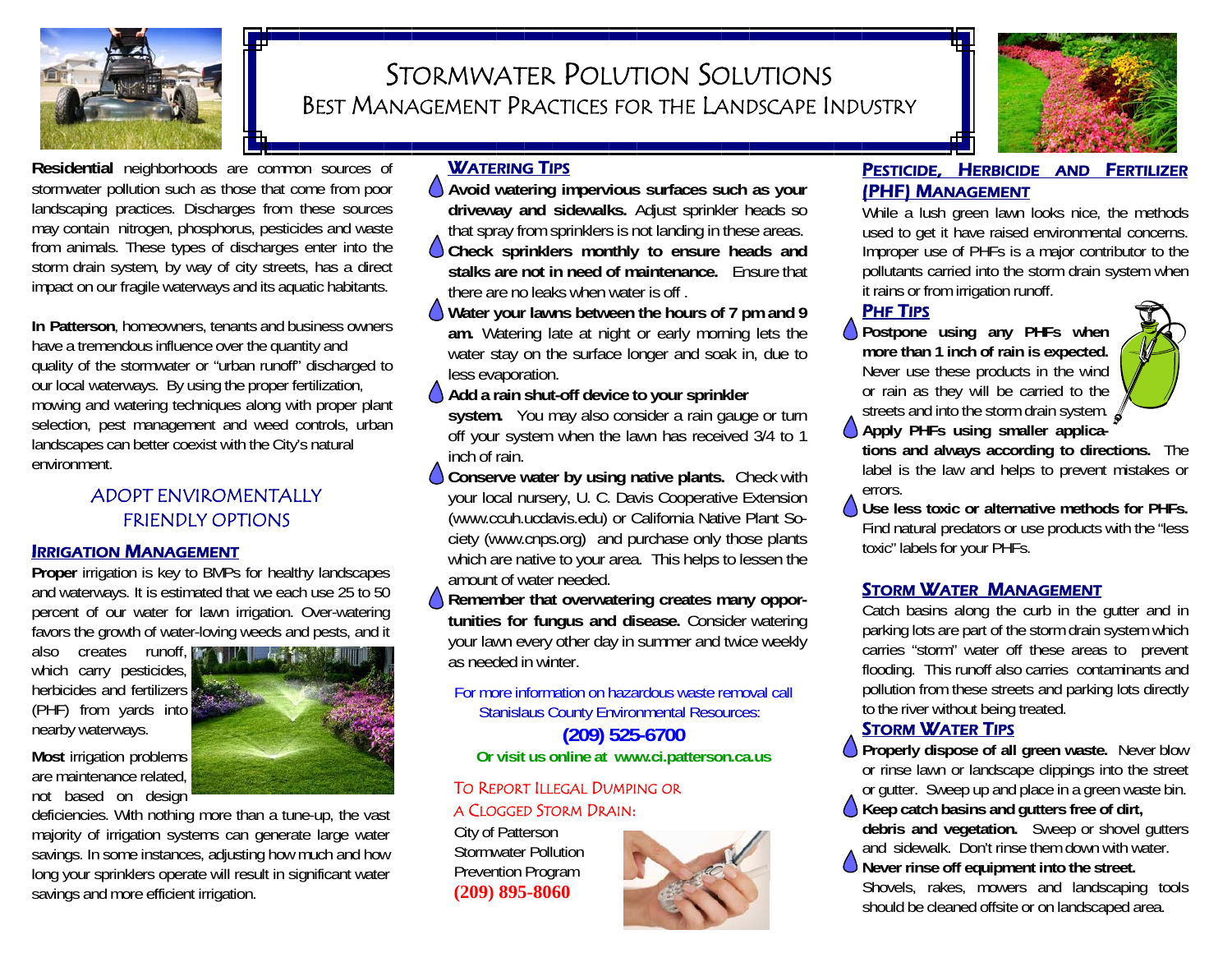# Stormwater Polution Solutions

## Best Management Practices for the Landscape Industry

**Residential** neighborhoods are common sources of stormwater pollution such as those that come from poor landscaping practices. Discharges from these sources may contain nitrogen, phosphorus, pesticides and waste from animals. These types of discharges enter into the storm drain system, by way of city streets, has a direct impact on our fragile waterways and its aquatic habitants.

**In Patterson**, homeowners, tenants and business owners have a tremendous influence over the quantity and quality of the stormwater or "urban runoff" discharged to our local waterways. By using the proper fertilization, mowing and watering techniques along with proper plant selection, pest management and weed controls, urban landscapes can better coexist with the City's natural environment.

### Adopt Environmentally Friendly Options

### Irrigation Management

**Proper** irrigation is key to BMPs for healthy landscapes and waterways. It is estimated that we each use 25 to 50 percent of our water for lawn irrigation. Over-watering favors the growth of water-loving weeds and pests, and it also creates runoff, which carry pesticides, herbicides and fertilizers (PHF) from yards into nearby waterways.

**Most** irrigation problems are maintenance related, not based on design deficiencies. With nothing more than a tune-up, the vast majority of irrigation systems can generate large water savings. In some instances, adjusting how much and how long your sprinklers operate will result in significant water savings and more efficient irrigation.

### Watering Tips

- **Avoid watering impervious surfaces such as your driveway and sidewalks.** Adjust sprinkler heads so that spray from sprinklers is not landing in these areas.
- **Check sprinklers monthly to ensure heads and stalks are not in need of maintenance.** Ensure that there are no leaks when water is off .
- **Water your lawns between the hours of 7 pm and 9 am.** Watering late at night or early morning lets the water stay on the surface longer and soak in, due to less evaporation.
- **Add a rain shut-off device to your sprinkler system.** You may also consider a rain gauge or turn off your system when the lawn has received 3/4 to 1 inch of rain.
- **Conserve water by using native plants.** Check with your local nursery, U. C. Davis Cooperative Extension (www.ccuh.ucdavis.edu) or California Native Plant Society (www.cnps.org) and purchase only those plants which are native to your area. This helps to lessen the amount of water needed.
- **Remember that overwatering creates many opportunities for fungus and disease.** Consider watering your lawn every other day in summer and twice weekly as needed in winter.

For more information on hazardous waste removal call Stanislaus County Environmental Resources:

**(209) 525-6700**

**Or visit us online at www.ci.patterson.ca.us**

To Report Illegal Dumping or a Clogged Storm Drain:

City of Patterson
Stormwater Pollution
Prevention Program
**(209) 895-8060**

### Pesticide, Herbicide and Fertilizer (PHF) Management

While a lush green lawn looks nice, the methods used to get it have raised environmental concerns. Improper use of PHFs is a major contributor to the pollutants carried into the storm drain system when it rains or from irrigation runoff.

### PHF Tips

- **Postpone using any PHFs when more than 1 inch of rain is expected.** Never use these products in the wind or rain as they will be carried to the streets and into the storm drain system.
- **Apply PHFs using smaller applications and always according to directions.** The label is the law and helps to prevent mistakes or errors.
- **Use less toxic or alternative methods for PHFs.** Find natural predators or use products with the "less toxic" labels for your PHFs.

### Storm Water Management

Catch basins along the curb in the gutter and in parking lots are part of the storm drain system which carries "storm" water off these areas to prevent flooding. This runoff also carries contaminants and pollution from these streets and parking lots directly to the river without being treated.

### Storm Water Tips

- **Properly dispose of all green waste.** Never blow or rinse lawn or landscape clippings into the street or gutter. Sweep up and place in a green waste bin.
- **Keep catch basins and gutters free of dirt, debris and vegetation.** Sweep or shovel gutters and sidewalk. Don't rinse them down with water.
- **Never rinse off equipment into the street.** Shovels, rakes, mowers and landscaping tools should be cleaned offsite or on landscaped area.